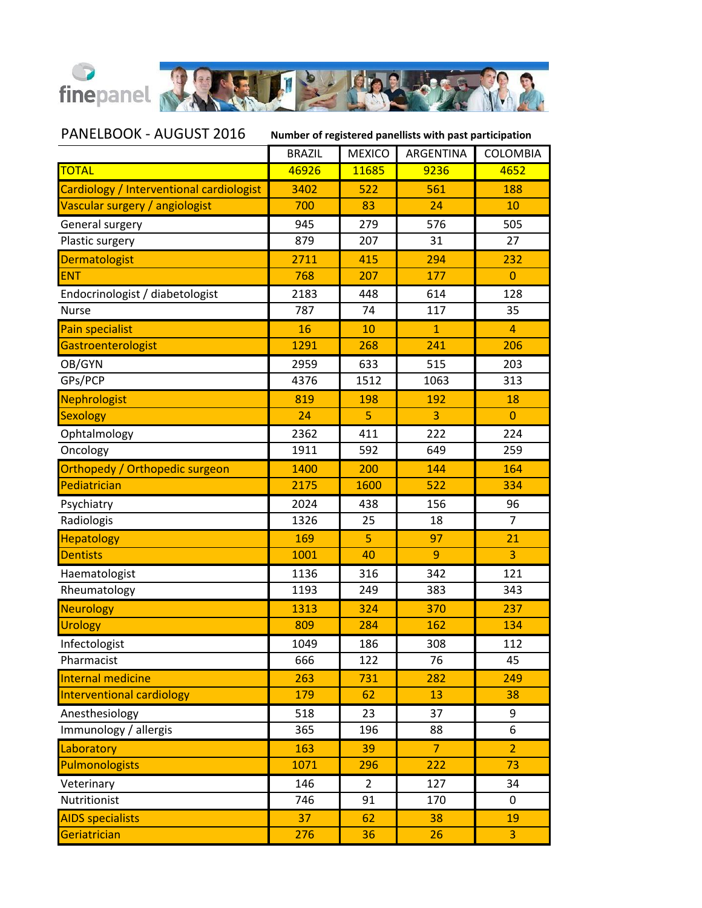finepanel

## PANELBOOK - AUGUST 2016

**Number of registered panellists with past participation**

| | BRAZIL | MEXICO | ARGENTINA | COLOMBIA |
|---|---|---|---|---|
| TOTAL | 46926 | 11685 | 9236 | 4652 |
| Cardiology / Interventional cardiologist | 3402 | 522 | 561 | 188 |
| Vascular surgery / angiologist | 700 | 83 | 24 | 10 |
| General surgery | 945 | 279 | 576 | 505 |
| Plastic surgery | 879 | 207 | 31 | 27 |
| Dermatologist | 2711 | 415 | 294 | 232 |
| ENT | 768 | 207 | 177 | 0 |
| Endocrinologist / diabetologist | 2183 | 448 | 614 | 128 |
| Nurse | 787 | 74 | 117 | 35 |
| Pain specialist | 16 | 10 | 1 | 4 |
| Gastroenterologist | 1291 | 268 | 241 | 206 |
| OB/GYN | 2959 | 633 | 515 | 203 |
| GPs/PCP | 4376 | 1512 | 1063 | 313 |
| Nephrologist | 819 | 198 | 192 | 18 |
| Sexology | 24 | 5 | 3 | 0 |
| Ophtalmology | 2362 | 411 | 222 | 224 |
| Oncology | 1911 | 592 | 649 | 259 |
| Orthopedy / Orthopedic surgeon | 1400 | 200 | 144 | 164 |
| Pediatrician | 2175 | 1600 | 522 | 334 |
| Psychiatry | 2024 | 438 | 156 | 96 |
| Radiologis | 1326 | 25 | 18 | 7 |
| Hepatology | 169 | 5 | 97 | 21 |
| Dentists | 1001 | 40 | 9 | 3 |
| Haematologist | 1136 | 316 | 342 | 121 |
| Rheumatology | 1193 | 249 | 383 | 343 |
| Neurology | 1313 | 324 | 370 | 237 |
| Urology | 809 | 284 | 162 | 134 |
| Infectologist | 1049 | 186 | 308 | 112 |
| Pharmacist | 666 | 122 | 76 | 45 |
| Internal medicine | 263 | 731 | 282 | 249 |
| Interventional cardiology | 179 | 62 | 13 | 38 |
| Anesthesiology | 518 | 23 | 37 | 9 |
| Immunology / allergis | 365 | 196 | 88 | 6 |
| Laboratory | 163 | 39 | 7 | 2 |
| Pulmonologists | 1071 | 296 | 222 | 73 |
| Veterinary | 146 | 2 | 127 | 34 |
| Nutritionist | 746 | 91 | 170 | 0 |
| AIDS specialists | 37 | 62 | 38 | 19 |
| Geriatrician | 276 | 36 | 26 | 3 |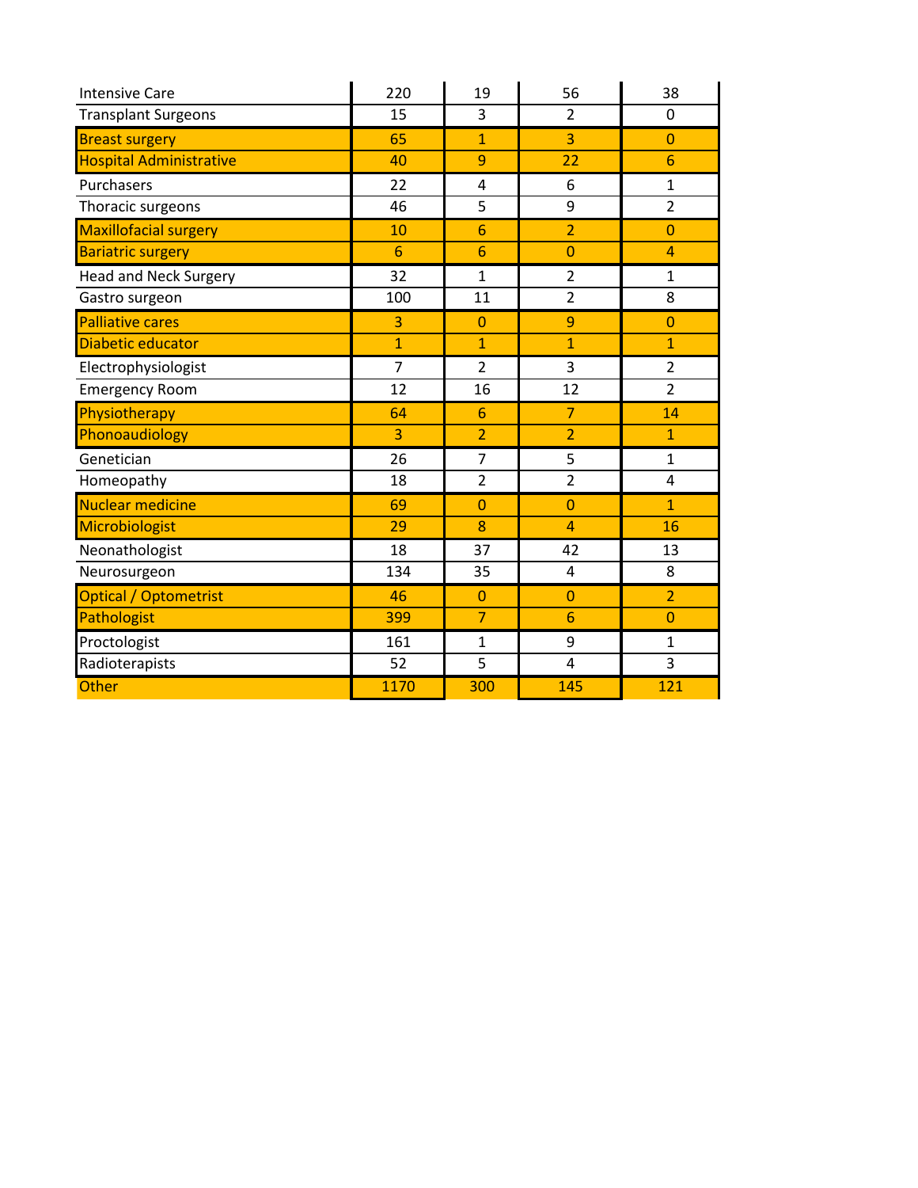| | | | | |
|---|---|---|---|---|
| Intensive Care | 220 | 19 | 56 | 38 |
| Transplant Surgeons | 15 | 3 | 2 | 0 |
| Breast surgery | 65 | 1 | 3 | 0 |
| Hospital Administrative | 40 | 9 | 22 | 6 |
| Purchasers | 22 | 4 | 6 | 1 |
| Thoracic surgeons | 46 | 5 | 9 | 2 |
| Maxillofacial surgery | 10 | 6 | 2 | 0 |
| Bariatric surgery | 6 | 6 | 0 | 4 |
| Head and Neck Surgery | 32 | 1 | 2 | 1 |
| Gastro surgeon | 100 | 11 | 2 | 8 |
| Palliative cares | 3 | 0 | 9 | 0 |
| Diabetic educator | 1 | 1 | 1 | 1 |
| Electrophysiologist | 7 | 2 | 3 | 2 |
| Emergency Room | 12 | 16 | 12 | 2 |
| Physiotherapy | 64 | 6 | 7 | 14 |
| Phonoaudiology | 3 | 2 | 2 | 1 |
| Genetician | 26 | 7 | 5 | 1 |
| Homeopathy | 18 | 2 | 2 | 4 |
| Nuclear medicine | 69 | 0 | 0 | 1 |
| Microbiologist | 29 | 8 | 4 | 16 |
| Neonathologist | 18 | 37 | 42 | 13 |
| Neurosurgeon | 134 | 35 | 4 | 8 |
| Optical / Optometrist | 46 | 0 | 0 | 2 |
| Pathologist | 399 | 7 | 6 | 0 |
| Proctologist | 161 | 1 | 9 | 1 |
| Radioterapists | 52 | 5 | 4 | 3 |
| Other | 1170 | 300 | 145 | 121 |